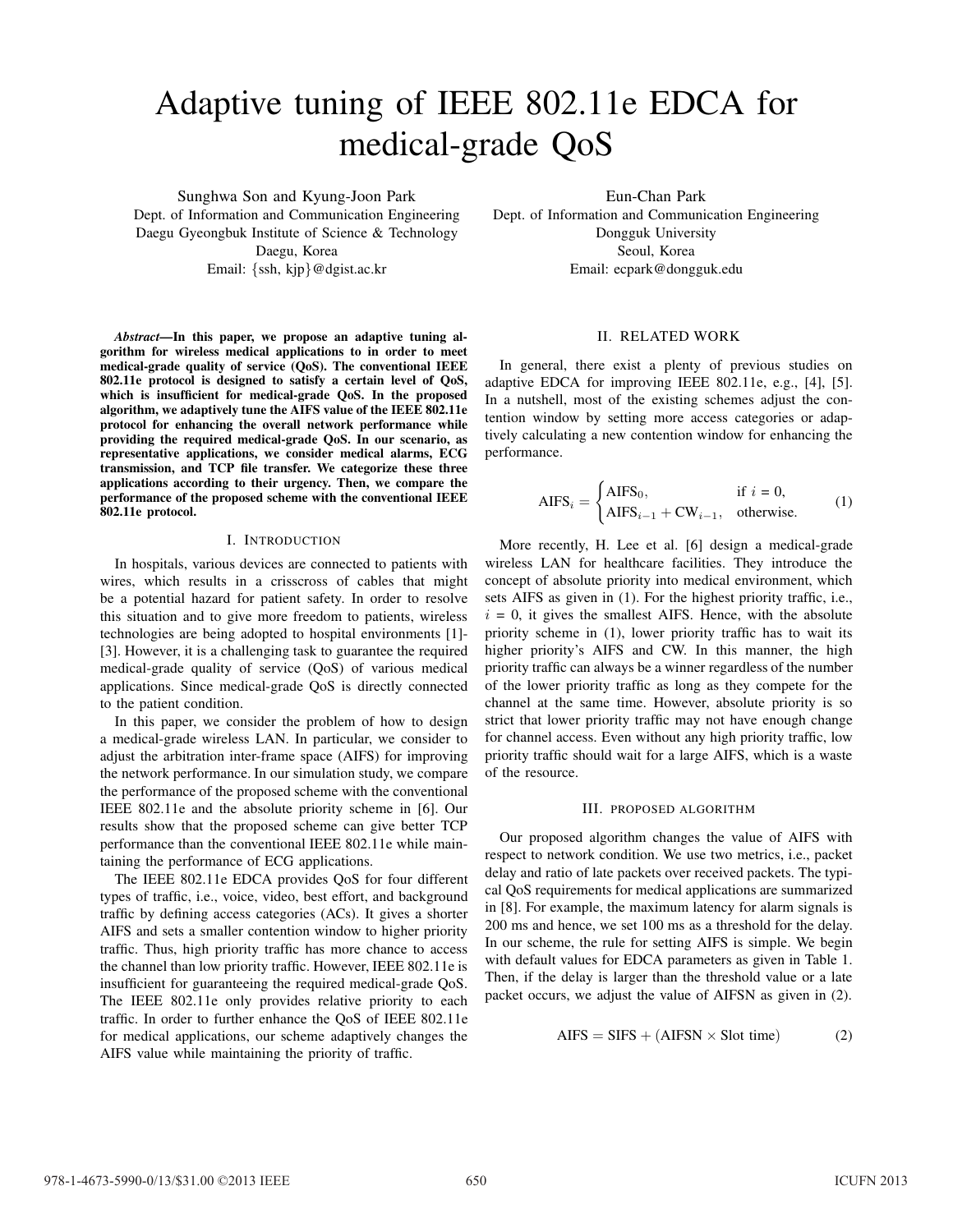# Adaptive tuning of IEEE 802.11e EDCA for medical-grade QoS

Sunghwa Son and Kyung-Joon Park
Dept. of Information and Communication Engineering
Daegu Gyeongbuk Institute of Science & Technology
Daegu, Korea
Email: {ssh, kjp}@dgist.ac.kr

Eun-Chan Park
Dept. of Information and Communication Engineering
Dongguk University
Seoul, Korea
Email: ecpark@dongguk.edu

***Abstract*—In this paper, we propose an adaptive tuning algorithm for wireless medical applications to in order to meet medical-grade quality of service (QoS). The conventional IEEE 802.11e protocol is designed to satisfy a certain level of QoS, which is insufficient for medical-grade QoS. In the proposed algorithm, we adaptively tune the AIFS value of the IEEE 802.11e protocol for enhancing the overall network performance while providing the required medical-grade QoS. In our scenario, as representative applications, we consider medical alarms, ECG transmission, and TCP file transfer. We categorize these three applications according to their urgency. Then, we compare the performance of the proposed scheme with the conventional IEEE 802.11e protocol.**

## I. Introduction

In hospitals, various devices are connected to patients with wires, which results in a crisscross of cables that might be a potential hazard for patient safety. In order to resolve this situation and to give more freedom to patients, wireless technologies are being adopted to hospital environments [1]-[3]. However, it is a challenging task to guarantee the required medical-grade quality of service (QoS) of various medical applications. Since medical-grade QoS is directly connected to the patient condition.

In this paper, we consider the problem of how to design a medical-grade wireless LAN. In particular, we consider to adjust the arbitration inter-frame space (AIFS) for improving the network performance. In our simulation study, we compare the performance of the proposed scheme with the conventional IEEE 802.11e and the absolute priority scheme in [6]. Our results show that the proposed scheme can give better TCP performance than the conventional IEEE 802.11e while maintaining the performance of ECG applications.

The IEEE 802.11e EDCA provides QoS for four different types of traffic, i.e., voice, video, best effort, and background traffic by defining access categories (ACs). It gives a shorter AIFS and sets a smaller contention window to higher priority traffic. Thus, high priority traffic has more chance to access the channel than low priority traffic. However, IEEE 802.11e is insufficient for guaranteeing the required medical-grade QoS. The IEEE 802.11e only provides relative priority to each traffic. In order to further enhance the QoS of IEEE 802.11e for medical applications, our scheme adaptively changes the AIFS value while maintaining the priority of traffic.

## II. Related Work

In general, there exist a plenty of previous studies on adaptive EDCA for improving IEEE 802.11e, e.g., [4], [5]. In a nutshell, most of the existing schemes adjust the contention window by setting more access categories or adaptively calculating a new contention window for enhancing the performance.

$$\text{AIFS}_i = \begin{cases} \text{AIFS}_0, & \text{if } i = 0, \\ \text{AIFS}_{i-1} + \text{CW}_{i-1}, & \text{otherwise.} \end{cases} \quad (1)$$

More recently, H. Lee et al. [6] design a medical-grade wireless LAN for healthcare facilities. They introduce the concept of absolute priority into medical environment, which sets AIFS as given in (1). For the highest priority traffic, i.e., $i$ = 0, it gives the smallest AIFS. Hence, with the absolute priority scheme in (1), lower priority traffic has to wait its higher priority's AIFS and CW. In this manner, the high priority traffic can always be a winner regardless of the number of the lower priority traffic as long as they compete for the channel at the same time. However, absolute priority is so strict that lower priority traffic may not have enough change for channel access. Even without any high priority traffic, low priority traffic should wait for a large AIFS, which is a waste of the resource.

## III. Proposed Algorithm

Our proposed algorithm changes the value of AIFS with respect to network condition. We use two metrics, i.e., packet delay and ratio of late packets over received packets. The typical QoS requirements for medical applications are summarized in [8]. For example, the maximum latency for alarm signals is 200 ms and hence, we set 100 ms as a threshold for the delay. In our scheme, the rule for setting AIFS is simple. We begin with default values for EDCA parameters as given in Table 1. Then, if the delay is larger than the threshold value or a late packet occurs, we adjust the value of AIFSN as given in (2).

$$\text{AIFS} = \text{SIFS} + (\text{AIFSN} \times \text{Slot time}) \quad (2)$$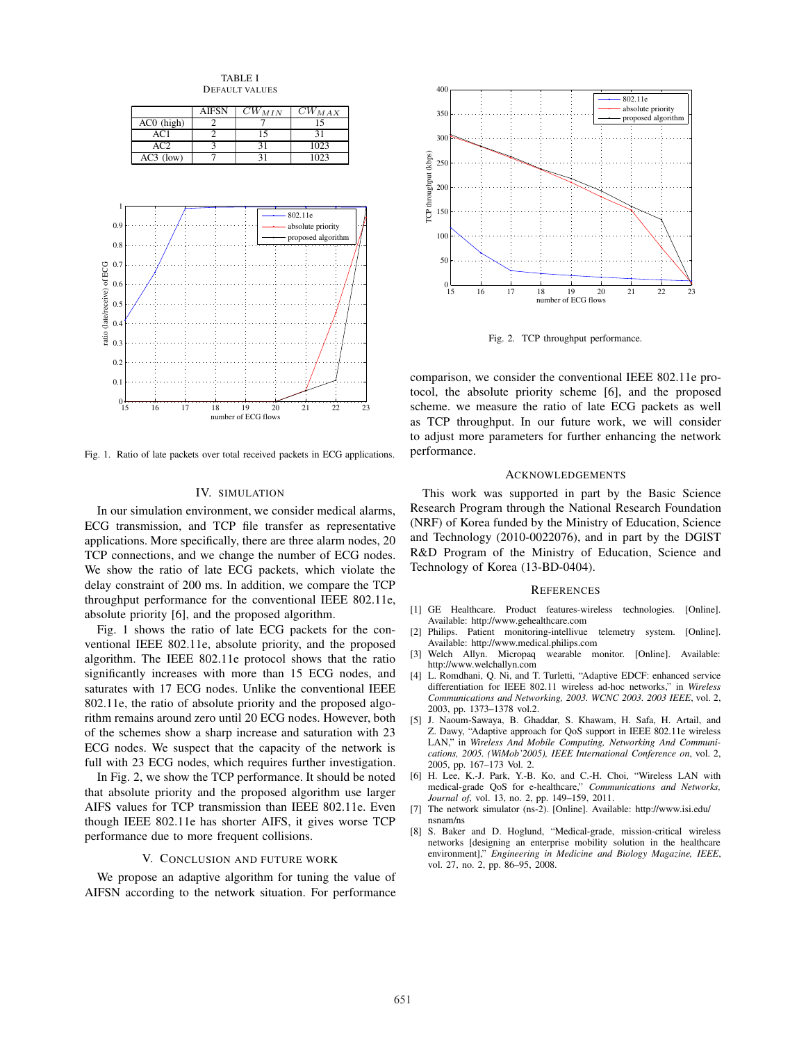TABLE I
DEFAULT VALUES

| | AIFSN | $CW_{MIN}$ | $CW_{MAX}$ |
|---|---|---|---|
| AC0 (high) | 2 | 7 | 15 |
| AC1 | 2 | 15 | 31 |
| AC2 | 3 | 31 | 1023 |
| AC3 (low) | 7 | 31 | 1023 |

ratio (late/receive) of ECG
number of ECG flows
802.11e
absolute priority
proposed algorithm
0
0.1
0.2
0.3
0.4
0.5
0.6
0.7
0.8
0.9
1
15
16
17
18
19
20
21
22
23

Fig. 1. Ratio of late packets over total received packets in ECG applications.

## IV. SIMULATION

In our simulation environment, we consider medical alarms, ECG transmission, and TCP file transfer as representative applications. More specifically, there are three alarm nodes, 20 TCP connections, and we change the number of ECG nodes. We show the ratio of late ECG packets, which violate the delay constraint of 200 ms. In addition, we compare the TCP throughput performance for the conventional IEEE 802.11e, absolute priority [6], and the proposed algorithm.

Fig. 1 shows the ratio of late ECG packets for the conventional IEEE 802.11e, absolute priority, and the proposed algorithm. The IEEE 802.11e protocol shows that the ratio significantly increases with more than 15 ECG nodes, and saturates with 17 ECG nodes. Unlike the conventional IEEE 802.11e, the ratio of absolute priority and the proposed algorithm remains around zero until 20 ECG nodes. However, both of the schemes show a sharp increase and saturation with 23 ECG nodes. We suspect that the capacity of the network is full with 23 ECG nodes, which requires further investigation.

In Fig. 2, we show the TCP performance. It should be noted that absolute priority and the proposed algorithm use larger AIFS values for TCP transmission than IEEE 802.11e. Even though IEEE 802.11e has shorter AIFS, it gives worse TCP performance due to more frequent collisions.

## V. CONCLUSION AND FUTURE WORK

We propose an adaptive algorithm for tuning the value of AIFSN according to the network situation. For performance comparison, we consider the conventional IEEE 802.11e protocol, the absolute priority scheme [6], and the proposed scheme. we measure the ratio of late ECG packets as well as TCP throughput. In our future work, we will consider to adjust more parameters for further enhancing the network performance.

TCP throughput (kbps)
number of ECG flows
802.11e
absolute priority
proposed algorithm
0
50
100
150
200
250
300
350
400
15
16
17
18
19
20
21
22
23

Fig. 2. TCP throughput performance.

## ACKNOWLEDGEMENTS

This work was supported in part by the Basic Science Research Program through the National Research Foundation (NRF) of Korea funded by the Ministry of Education, Science and Technology (2010-0022076), and in part by the DGIST R&D Program of the Ministry of Education, Science and Technology of Korea (13-BD-0404).

## REFERENCES

[1] GE Healthcare. Product features-wireless technologies. [Online]. Available: http://www.gehealthcare.com

[2] Philips. Patient monitoring-intellivue telemetry system. [Online]. Available: http://www.medical.philips.com

[3] Welch Allyn. Micropaq wearable monitor. [Online]. Available: http://www.welchallyn.com

[4] L. Romdhani, Q. Ni, and T. Turletti, "Adaptive EDCF: enhanced service differentiation for IEEE 802.11 wireless ad-hoc networks," in *Wireless Communications and Networking, 2003. WCNC 2003. 2003 IEEE*, vol. 2, 2003, pp. 1373–1378 vol.2.

[5] J. Naoum-Sawaya, B. Ghaddar, S. Khawam, H. Safa, H. Artail, and Z. Dawy, "Adaptive approach for QoS support in IEEE 802.11e wireless LAN," in *Wireless And Mobile Computing, Networking And Communications, 2005. (WiMob'2005), IEEE International Conference on*, vol. 2, 2005, pp. 167–173 Vol. 2.

[6] H. Lee, K.-J. Park, Y.-B. Ko, and C.-H. Choi, "Wireless LAN with medical-grade QoS for e-healthcare," *Communications and Networks, Journal of*, vol. 13, no. 2, pp. 149–159, 2011.

[7] The network simulator (ns-2). [Online]. Available: http://www.isi.edu/nsnam/ns

[8] S. Baker and D. Hoglund, "Medical-grade, mission-critical wireless networks [designing an enterprise mobility solution in the healthcare environment]," *Engineering in Medicine and Biology Magazine, IEEE*, vol. 27, no. 2, pp. 86–95, 2008.